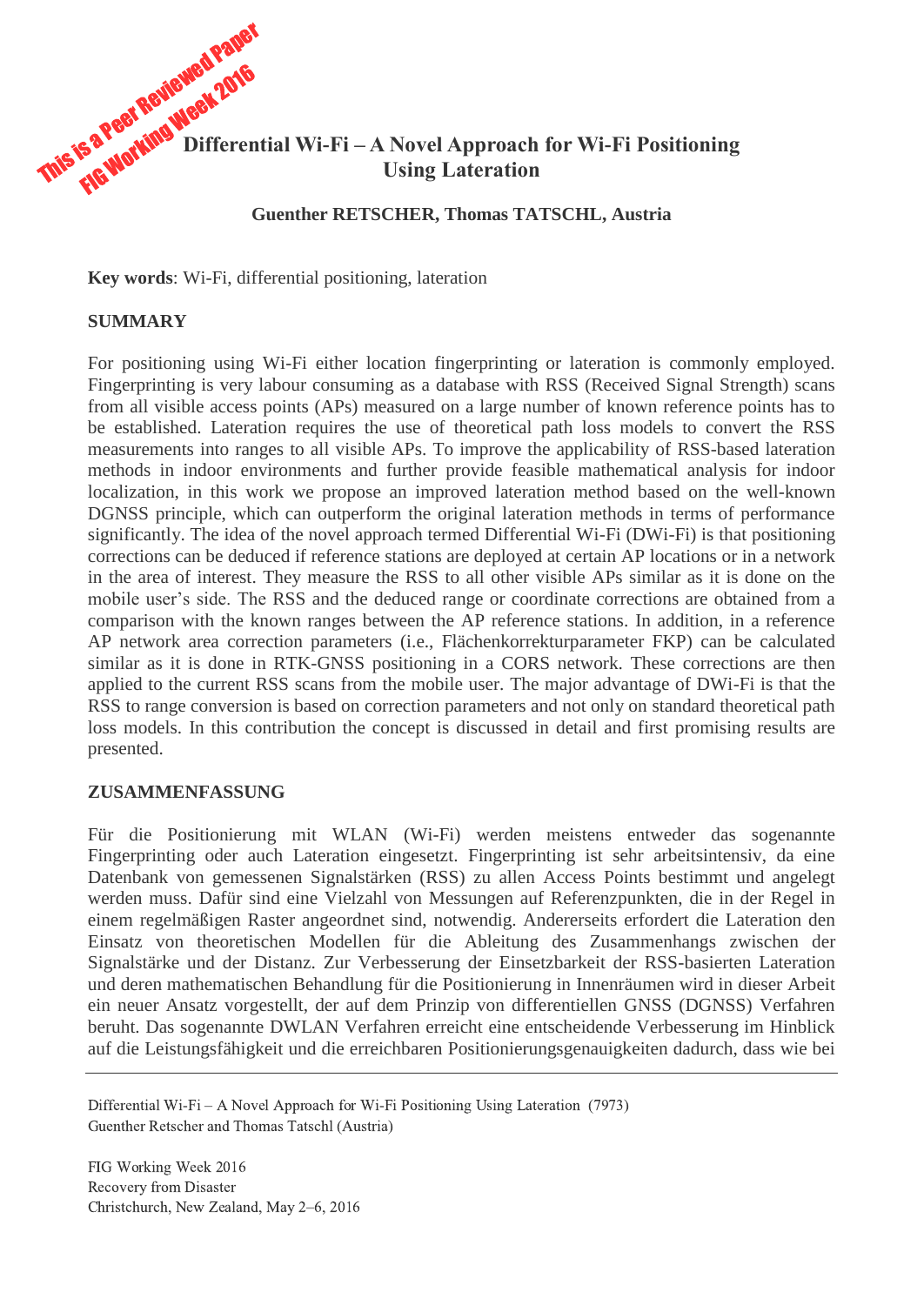# Differential Wi-Fi – A Novel Approach for Wi-Fi Positioning Using Lateration

**Guenther RETSCHER, Thomas TATSCHL, Austria**

**Key words**: Wi-Fi, differential positioning, lateration

## SUMMARY

For positioning using Wi-Fi either location fingerprinting or lateration is commonly employed. Fingerprinting is very labour consuming as a database with RSS (Received Signal Strength) scans from all visible access points (APs) measured on a large number of known reference points has to be established. Lateration requires the use of theoretical path loss models to convert the RSS measurements into ranges to all visible APs. To improve the applicability of RSS-based lateration methods in indoor environments and further provide feasible mathematical analysis for indoor localization, in this work we propose an improved lateration method based on the well-known DGNSS principle, which can outperform the original lateration methods in terms of performance significantly. The idea of the novel approach termed Differential Wi-Fi (DWi-Fi) is that positioning corrections can be deduced if reference stations are deployed at certain AP locations or in a network in the area of interest. They measure the RSS to all other visible APs similar as it is done on the mobile user's side. The RSS and the deduced range or coordinate corrections are obtained from a comparison with the known ranges between the AP reference stations. In addition, in a reference AP network area correction parameters (i.e., Flächenkorrekturparameter FKP) can be calculated similar as it is done in RTK-GNSS positioning in a CORS network. These corrections are then applied to the current RSS scans from the mobile user. The major advantage of DWi-Fi is that the RSS to range conversion is based on correction parameters and not only on standard theoretical path loss models. In this contribution the concept is discussed in detail and first promising results are presented.

## ZUSAMMENFASSUNG

Für die Positionierung mit WLAN (Wi-Fi) werden meistens entweder das sogenannte Fingerprinting oder auch Lateration eingesetzt. Fingerprinting ist sehr arbeitsintensiv, da eine Datenbank von gemessenen Signalstärken (RSS) zu allen Access Points bestimmt und angelegt werden muss. Dafür sind eine Vielzahl von Messungen auf Referenzpunkten, die in der Regel in einem regelmäßigen Raster angeordnet sind, notwendig. Andererseits erfordert die Lateration den Einsatz von theoretischen Modellen für die Ableitung des Zusammenhangs zwischen der Signalstärke und der Distanz. Zur Verbesserung der Einsetzbarkeit der RSS-basierten Lateration und deren mathematischen Behandlung für die Positionierung in Innenräumen wird in dieser Arbeit ein neuer Ansatz vorgestellt, der auf dem Prinzip von differentiellen GNSS (DGNSS) Verfahren beruht. Das sogenannte DWLAN Verfahren erreicht eine entscheidende Verbesserung im Hinblick auf die Leistungsfähigkeit und die erreichbaren Positionierungsgenauigkeiten dadurch, dass wie bei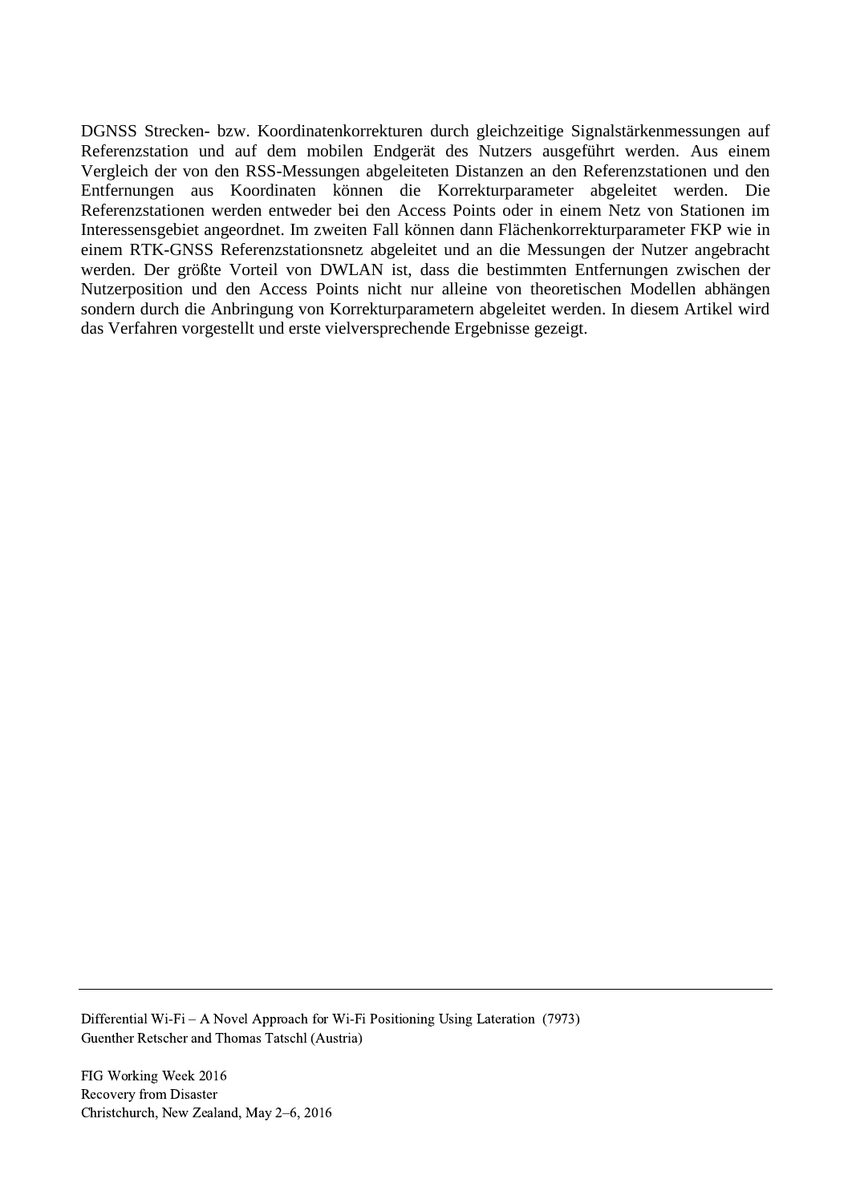DGNSS Strecken- bzw. Koordinatenkorrekturen durch gleichzeitige Signalstärkenmessungen auf Referenzstation und auf dem mobilen Endgerät des Nutzers ausgeführt werden. Aus einem Vergleich der von den RSS-Messungen abgeleiteten Distanzen an den Referenzstationen und den Entfernungen aus Koordinaten können die Korrekturparameter abgeleitet werden. Die Referenzstationen werden entweder bei den Access Points oder in einem Netz von Stationen im Interessensgebiet angeordnet. Im zweiten Fall können dann Flächenkorrekturparameter FKP wie in einem RTK-GNSS Referenzstationsnetz abgeleitet und an die Messungen der Nutzer angebracht werden. Der größte Vorteil von DWLAN ist, dass die bestimmten Entfernungen zwischen der Nutzerposition und den Access Points nicht nur alleine von theoretischen Modellen abhängen sondern durch die Anbringung von Korrekturparametern abgeleitet werden. In diesem Artikel wird das Verfahren vorgestellt und erste vielversprechende Ergebnisse gezeigt.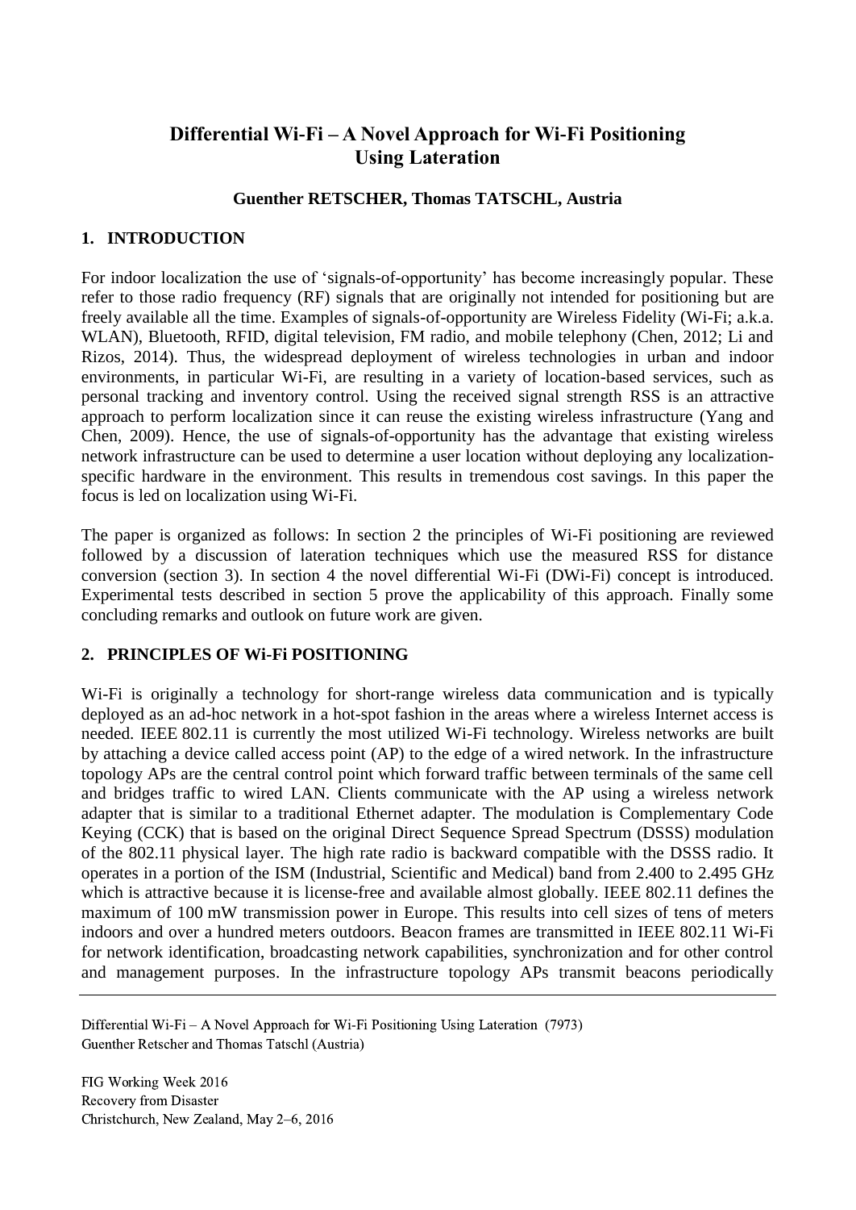# Differential Wi-Fi – A Novel Approach for Wi-Fi Positioning Using Lateration

**Guenther RETSCHER, Thomas TATSCHL, Austria**

## 1. INTRODUCTION

For indoor localization the use of 'signals-of-opportunity' has become increasingly popular. These refer to those radio frequency (RF) signals that are originally not intended for positioning but are freely available all the time. Examples of signals-of-opportunity are Wireless Fidelity (Wi-Fi; a.k.a. WLAN), Bluetooth, RFID, digital television, FM radio, and mobile telephony (Chen, 2012; Li and Rizos, 2014). Thus, the widespread deployment of wireless technologies in urban and indoor environments, in particular Wi-Fi, are resulting in a variety of location-based services, such as personal tracking and inventory control. Using the received signal strength RSS is an attractive approach to perform localization since it can reuse the existing wireless infrastructure (Yang and Chen, 2009). Hence, the use of signals-of-opportunity has the advantage that existing wireless network infrastructure can be used to determine a user location without deploying any localization-specific hardware in the environment. This results in tremendous cost savings. In this paper the focus is led on localization using Wi-Fi.

The paper is organized as follows: In section 2 the principles of Wi-Fi positioning are reviewed followed by a discussion of lateration techniques which use the measured RSS for distance conversion (section 3). In section 4 the novel differential Wi-Fi (DWi-Fi) concept is introduced. Experimental tests described in section 5 prove the applicability of this approach. Finally some concluding remarks and outlook on future work are given.

## 2. PRINCIPLES OF Wi-Fi POSITIONING

Wi-Fi is originally a technology for short-range wireless data communication and is typically deployed as an ad-hoc network in a hot-spot fashion in the areas where a wireless Internet access is needed. IEEE 802.11 is currently the most utilized Wi-Fi technology. Wireless networks are built by attaching a device called access point (AP) to the edge of a wired network. In the infrastructure topology APs are the central control point which forward traffic between terminals of the same cell and bridges traffic to wired LAN. Clients communicate with the AP using a wireless network adapter that is similar to a traditional Ethernet adapter. The modulation is Complementary Code Keying (CCK) that is based on the original Direct Sequence Spread Spectrum (DSSS) modulation of the 802.11 physical layer. The high rate radio is backward compatible with the DSSS radio. It operates in a portion of the ISM (Industrial, Scientific and Medical) band from 2.400 to 2.495 GHz which is attractive because it is license-free and available almost globally. IEEE 802.11 defines the maximum of 100 mW transmission power in Europe. This results into cell sizes of tens of meters indoors and over a hundred meters outdoors. Beacon frames are transmitted in IEEE 802.11 Wi-Fi for network identification, broadcasting network capabilities, synchronization and for other control and management purposes. In the infrastructure topology APs transmit beacons periodically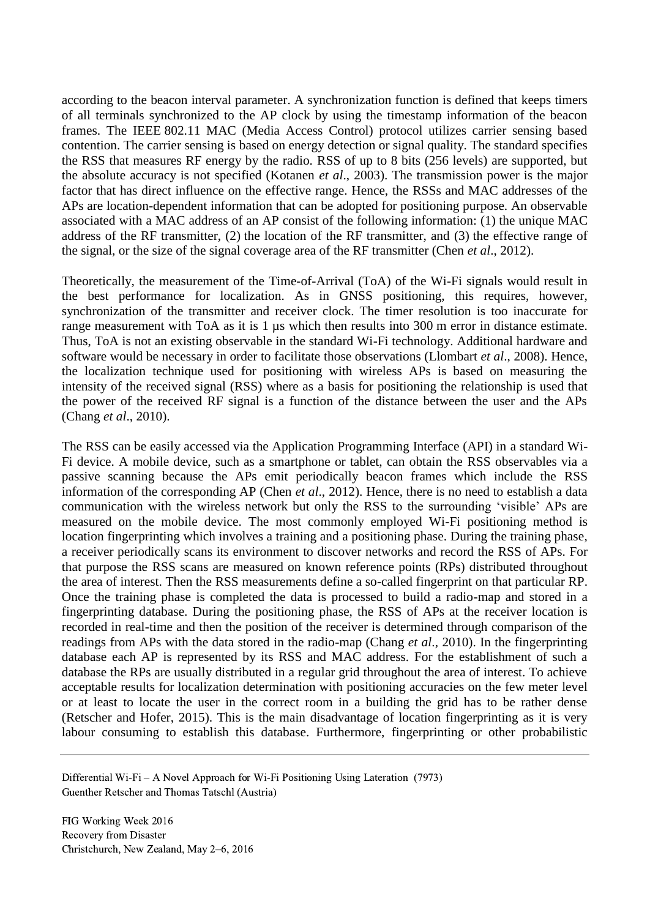according to the beacon interval parameter. A synchronization function is defined that keeps timers of all terminals synchronized to the AP clock by using the timestamp information of the beacon frames. The IEEE 802.11 MAC (Media Access Control) protocol utilizes carrier sensing based contention. The carrier sensing is based on energy detection or signal quality. The standard specifies the RSS that measures RF energy by the radio. RSS of up to 8 bits (256 levels) are supported, but the absolute accuracy is not specified (Kotanen *et al*., 2003). The transmission power is the major factor that has direct influence on the effective range. Hence, the RSSs and MAC addresses of the APs are location-dependent information that can be adopted for positioning purpose. An observable associated with a MAC address of an AP consist of the following information: (1) the unique MAC address of the RF transmitter, (2) the location of the RF transmitter, and (3) the effective range of the signal, or the size of the signal coverage area of the RF transmitter (Chen *et al*., 2012).

Theoretically, the measurement of the Time-of-Arrival (ToA) of the Wi-Fi signals would result in the best performance for localization. As in GNSS positioning, this requires, however, synchronization of the transmitter and receiver clock. The timer resolution is too inaccurate for range measurement with ToA as it is 1 µs which then results into 300 m error in distance estimate. Thus, ToA is not an existing observable in the standard Wi-Fi technology. Additional hardware and software would be necessary in order to facilitate those observations (Llombart *et al*., 2008). Hence, the localization technique used for positioning with wireless APs is based on measuring the intensity of the received signal (RSS) where as a basis for positioning the relationship is used that the power of the received RF signal is a function of the distance between the user and the APs (Chang *et al*., 2010).

The RSS can be easily accessed via the Application Programming Interface (API) in a standard Wi-Fi device. A mobile device, such as a smartphone or tablet, can obtain the RSS observables via a passive scanning because the APs emit periodically beacon frames which include the RSS information of the corresponding AP (Chen *et al*., 2012). Hence, there is no need to establish a data communication with the wireless network but only the RSS to the surrounding 'visible' APs are measured on the mobile device. The most commonly employed Wi-Fi positioning method is location fingerprinting which involves a training and a positioning phase. During the training phase, a receiver periodically scans its environment to discover networks and record the RSS of APs. For that purpose the RSS scans are measured on known reference points (RPs) distributed throughout the area of interest. Then the RSS measurements define a so-called fingerprint on that particular RP. Once the training phase is completed the data is processed to build a radio-map and stored in a fingerprinting database. During the positioning phase, the RSS of APs at the receiver location is recorded in real-time and then the position of the receiver is determined through comparison of the readings from APs with the data stored in the radio-map (Chang *et al*., 2010). In the fingerprinting database each AP is represented by its RSS and MAC address. For the establishment of such a database the RPs are usually distributed in a regular grid throughout the area of interest. To achieve acceptable results for localization determination with positioning accuracies on the few meter level or at least to locate the user in the correct room in a building the grid has to be rather dense (Retscher and Hofer, 2015). This is the main disadvantage of location fingerprinting as it is very labour consuming to establish this database. Furthermore, fingerprinting or other probabilistic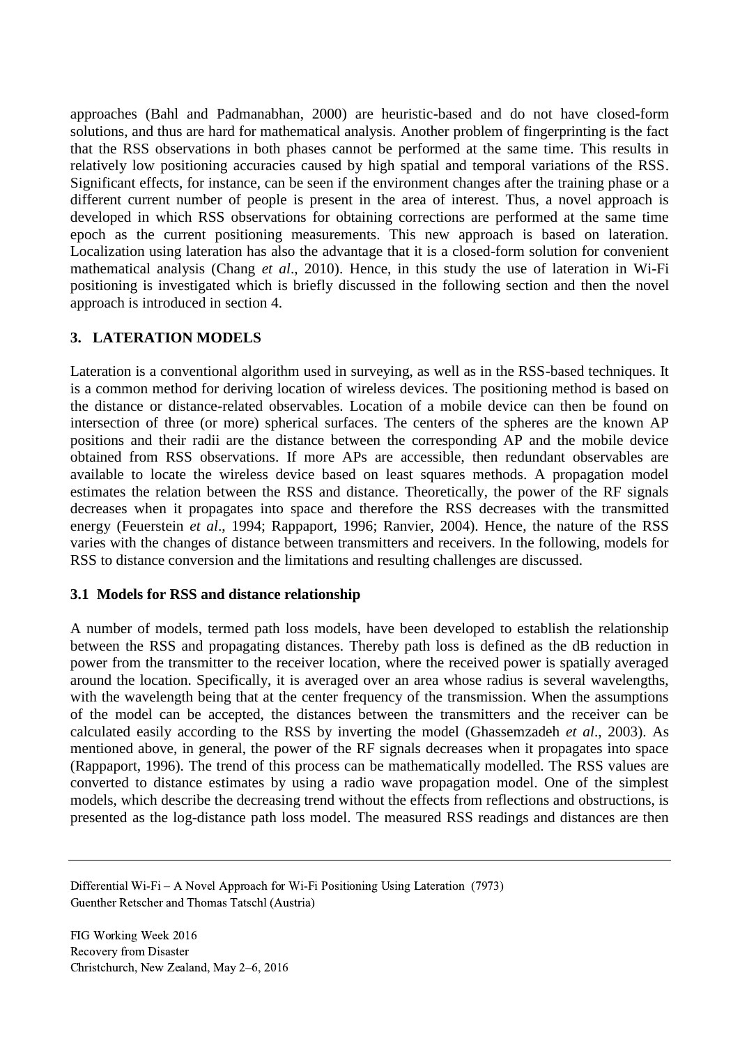approaches (Bahl and Padmanabhan, 2000) are heuristic-based and do not have closed-form solutions, and thus are hard for mathematical analysis. Another problem of fingerprinting is the fact that the RSS observations in both phases cannot be performed at the same time. This results in relatively low positioning accuracies caused by high spatial and temporal variations of the RSS. Significant effects, for instance, can be seen if the environment changes after the training phase or a different current number of people is present in the area of interest. Thus, a novel approach is developed in which RSS observations for obtaining corrections are performed at the same time epoch as the current positioning measurements. This new approach is based on lateration. Localization using lateration has also the advantage that it is a closed-form solution for convenient mathematical analysis (Chang *et al*., 2010). Hence, in this study the use of lateration in Wi-Fi positioning is investigated which is briefly discussed in the following section and then the novel approach is introduced in section 4.

## 3. LATERATION MODELS

Lateration is a conventional algorithm used in surveying, as well as in the RSS-based techniques. It is a common method for deriving location of wireless devices. The positioning method is based on the distance or distance-related observables. Location of a mobile device can then be found on intersection of three (or more) spherical surfaces. The centers of the spheres are the known AP positions and their radii are the distance between the corresponding AP and the mobile device obtained from RSS observations. If more APs are accessible, then redundant observables are available to locate the wireless device based on least squares methods. A propagation model estimates the relation between the RSS and distance. Theoretically, the power of the RF signals decreases when it propagates into space and therefore the RSS decreases with the transmitted energy (Feuerstein *et al*., 1994; Rappaport, 1996; Ranvier, 2004). Hence, the nature of the RSS varies with the changes of distance between transmitters and receivers. In the following, models for RSS to distance conversion and the limitations and resulting challenges are discussed.

### 3.1 Models for RSS and distance relationship

A number of models, termed path loss models, have been developed to establish the relationship between the RSS and propagating distances. Thereby path loss is defined as the dB reduction in power from the transmitter to the receiver location, where the received power is spatially averaged around the location. Specifically, it is averaged over an area whose radius is several wavelengths, with the wavelength being that at the center frequency of the transmission. When the assumptions of the model can be accepted, the distances between the transmitters and the receiver can be calculated easily according to the RSS by inverting the model (Ghassemzadeh *et al*., 2003). As mentioned above, in general, the power of the RF signals decreases when it propagates into space (Rappaport, 1996). The trend of this process can be mathematically modelled. The RSS values are converted to distance estimates by using a radio wave propagation model. One of the simplest models, which describe the decreasing trend without the effects from reflections and obstructions, is presented as the log-distance path loss model. The measured RSS readings and distances are then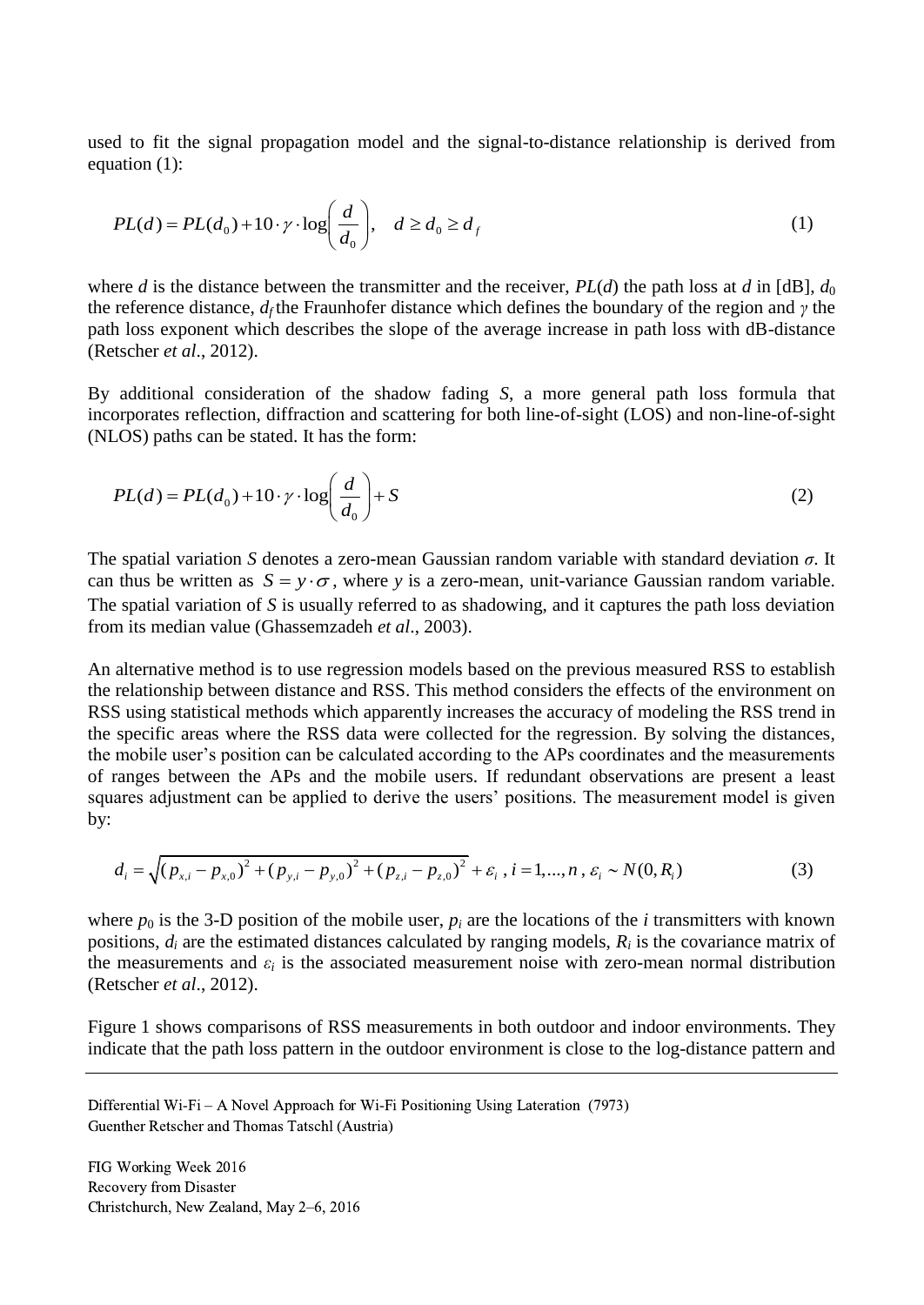used to fit the signal propagation model and the signal-to-distance relationship is derived from equation (1):

$$PL(d) = PL(d_0) + 10 \cdot \gamma \cdot \log\left(\frac{d}{d_0}\right), \quad d \geq d_0 \geq d_f \tag{1}$$

where $d$ is the distance between the transmitter and the receiver, $PL(d)$ the path loss at $d$ in [dB], $d_0$ the reference distance, $d_f$ the Fraunhofer distance which defines the boundary of the region and $\gamma$ the path loss exponent which describes the slope of the average increase in path loss with dB-distance (Retscher *et al*., 2012).

By additional consideration of the shadow fading $S$, a more general path loss formula that incorporates reflection, diffraction and scattering for both line-of-sight (LOS) and non-line-of-sight (NLOS) paths can be stated. It has the form:

$$PL(d) = PL(d_0) + 10 \cdot \gamma \cdot \log\left(\frac{d}{d_0}\right) + S \tag{2}$$

The spatial variation $S$ denotes a zero-mean Gaussian random variable with standard deviation $\sigma$. It can thus be written as $S = y \cdot \sigma$, where $y$ is a zero-mean, unit-variance Gaussian random variable. The spatial variation of $S$ is usually referred to as shadowing, and it captures the path loss deviation from its median value (Ghassemzadeh *et al*., 2003).

An alternative method is to use regression models based on the previous measured RSS to establish the relationship between distance and RSS. This method considers the effects of the environment on RSS using statistical methods which apparently increases the accuracy of modeling the RSS trend in the specific areas where the RSS data were collected for the regression. By solving the distances, the mobile user's position can be calculated according to the APs coordinates and the measurements of ranges between the APs and the mobile users. If redundant observations are present a least squares adjustment can be applied to derive the users' positions. The measurement model is given by:

$$d_i = \sqrt{(p_{x,i} - p_{x,0})^2 + (p_{y,i} - p_{y,0})^2 + (p_{z,i} - p_{z,0})^2} + \varepsilon_i \text{ , } i = 1,...,n \text{ , } \varepsilon_i \sim N(0, R_i) \tag{3}$$

where $p_0$ is the 3-D position of the mobile user, $p_i$ are the locations of the $i$ transmitters with known positions, $d_i$ are the estimated distances calculated by ranging models, $R_i$ is the covariance matrix of the measurements and $\varepsilon_i$ is the associated measurement noise with zero-mean normal distribution (Retscher *et al*., 2012).

Figure 1 shows comparisons of RSS measurements in both outdoor and indoor environments. They indicate that the path loss pattern in the outdoor environment is close to the log-distance pattern and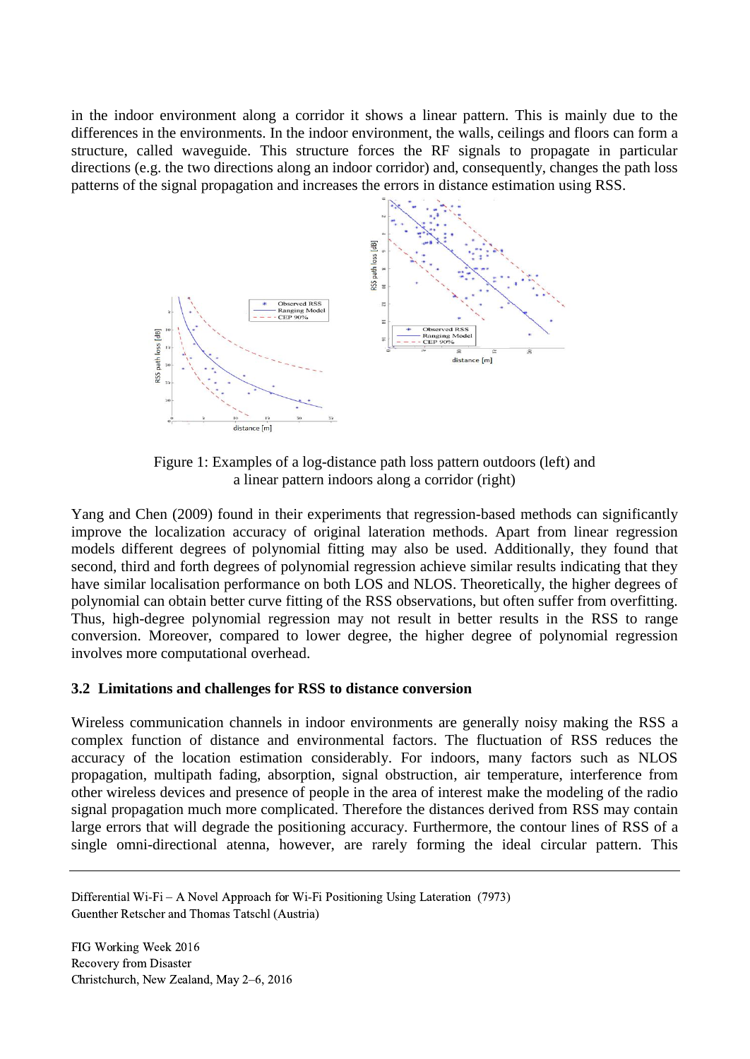in the indoor environment along a corridor it shows a linear pattern. This is mainly due to the differences in the environments. In the indoor environment, the walls, ceilings and floors can form a structure, called waveguide. This structure forces the RF signals to propagate in particular directions (e.g. the two directions along an indoor corridor) and, consequently, changes the path loss patterns of the signal propagation and increases the errors in distance estimation using RSS.

Figure 1: Examples of a log-distance path loss pattern outdoors (left) and a linear pattern indoors along a corridor (right)

Yang and Chen (2009) found in their experiments that regression-based methods can significantly improve the localization accuracy of original lateration methods. Apart from linear regression models different degrees of polynomial fitting may also be used. Additionally, they found that second, third and forth degrees of polynomial regression achieve similar results indicating that they have similar localisation performance on both LOS and NLOS. Theoretically, the higher degrees of polynomial can obtain better curve fitting of the RSS observations, but often suffer from overfitting. Thus, high-degree polynomial regression may not result in better results in the RSS to range conversion. Moreover, compared to lower degree, the higher degree of polynomial regression involves more computational overhead.

### 3.2 Limitations and challenges for RSS to distance conversion

Wireless communication channels in indoor environments are generally noisy making the RSS a complex function of distance and environmental factors. The fluctuation of RSS reduces the accuracy of the location estimation considerably. For indoors, many factors such as NLOS propagation, multipath fading, absorption, signal obstruction, air temperature, interference from other wireless devices and presence of people in the area of interest make the modeling of the radio signal propagation much more complicated. Therefore the distances derived from RSS may contain large errors that will degrade the positioning accuracy. Furthermore, the contour lines of RSS of a single omni-directional atenna, however, are rarely forming the ideal circular pattern. This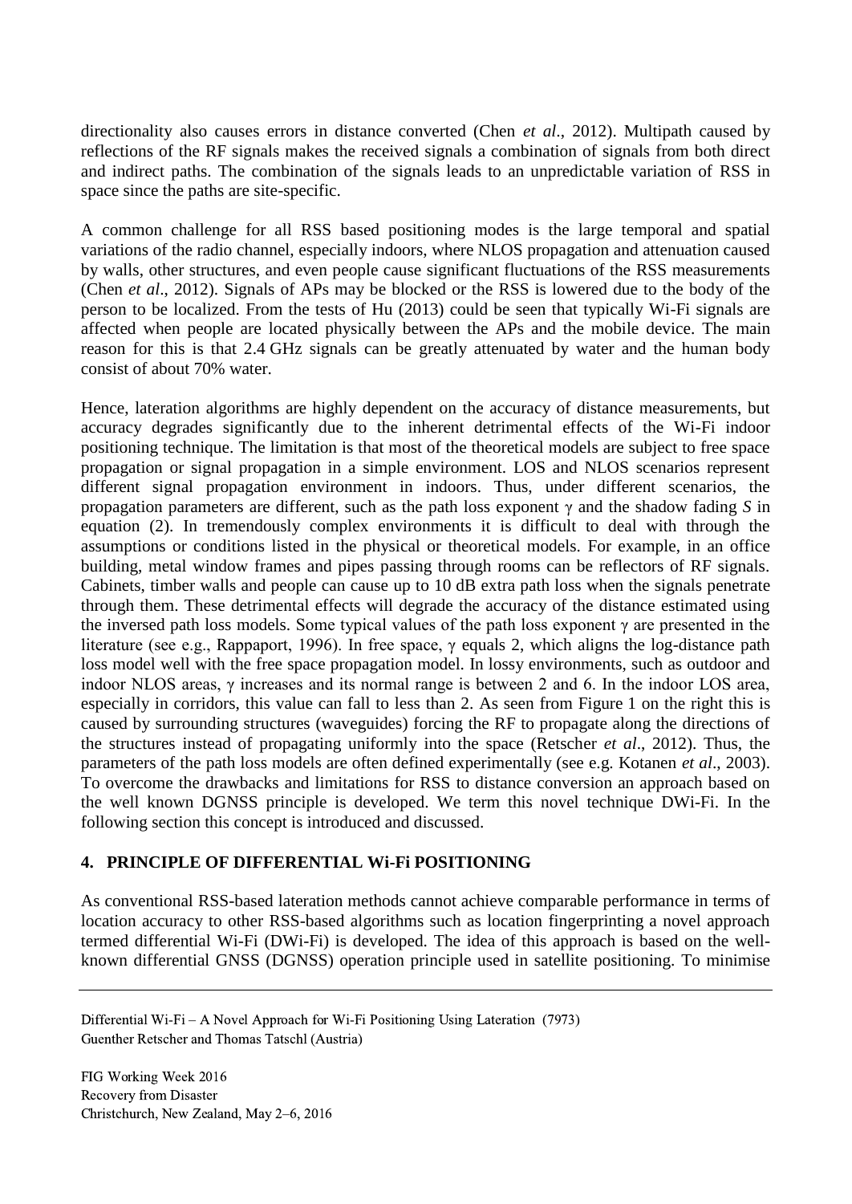directionality also causes errors in distance converted (Chen *et al*., 2012). Multipath caused by reflections of the RF signals makes the received signals a combination of signals from both direct and indirect paths. The combination of the signals leads to an unpredictable variation of RSS in space since the paths are site-specific.

A common challenge for all RSS based positioning modes is the large temporal and spatial variations of the radio channel, especially indoors, where NLOS propagation and attenuation caused by walls, other structures, and even people cause significant fluctuations of the RSS measurements (Chen *et al*., 2012). Signals of APs may be blocked or the RSS is lowered due to the body of the person to be localized. From the tests of Hu (2013) could be seen that typically Wi-Fi signals are affected when people are located physically between the APs and the mobile device. The main reason for this is that 2.4 GHz signals can be greatly attenuated by water and the human body consist of about 70% water.

Hence, lateration algorithms are highly dependent on the accuracy of distance measurements, but accuracy degrades significantly due to the inherent detrimental effects of the Wi-Fi indoor positioning technique. The limitation is that most of the theoretical models are subject to free space propagation or signal propagation in a simple environment. LOS and NLOS scenarios represent different signal propagation environment in indoors. Thus, under different scenarios, the propagation parameters are different, such as the path loss exponent $\gamma$ and the shadow fading $S$ in equation (2). In tremendously complex environments it is difficult to deal with through the assumptions or conditions listed in the physical or theoretical models. For example, in an office building, metal window frames and pipes passing through rooms can be reflectors of RF signals. Cabinets, timber walls and people can cause up to 10 dB extra path loss when the signals penetrate through them. These detrimental effects will degrade the accuracy of the distance estimated using the inversed path loss models. Some typical values of the path loss exponent $\gamma$ are presented in the literature (see e.g., Rappaport, 1996). In free space, $\gamma$ equals 2, which aligns the log-distance path loss model well with the free space propagation model. In lossy environments, such as outdoor and indoor NLOS areas, $\gamma$ increases and its normal range is between 2 and 6. In the indoor LOS area, especially in corridors, this value can fall to less than 2. As seen from Figure 1 on the right this is caused by surrounding structures (waveguides) forcing the RF to propagate along the directions of the structures instead of propagating uniformly into the space (Retscher *et al*., 2012). Thus, the parameters of the path loss models are often defined experimentally (see e.g. Kotanen *et al*., 2003). To overcome the drawbacks and limitations for RSS to distance conversion an approach based on the well known DGNSS principle is developed. We term this novel technique DWi-Fi. In the following section this concept is introduced and discussed.

## 4. PRINCIPLE OF DIFFERENTIAL Wi-Fi POSITIONING

As conventional RSS-based lateration methods cannot achieve comparable performance in terms of location accuracy to other RSS-based algorithms such as location fingerprinting a novel approach termed differential Wi-Fi (DWi-Fi) is developed. The idea of this approach is based on the well-known differential GNSS (DGNSS) operation principle used in satellite positioning. To minimise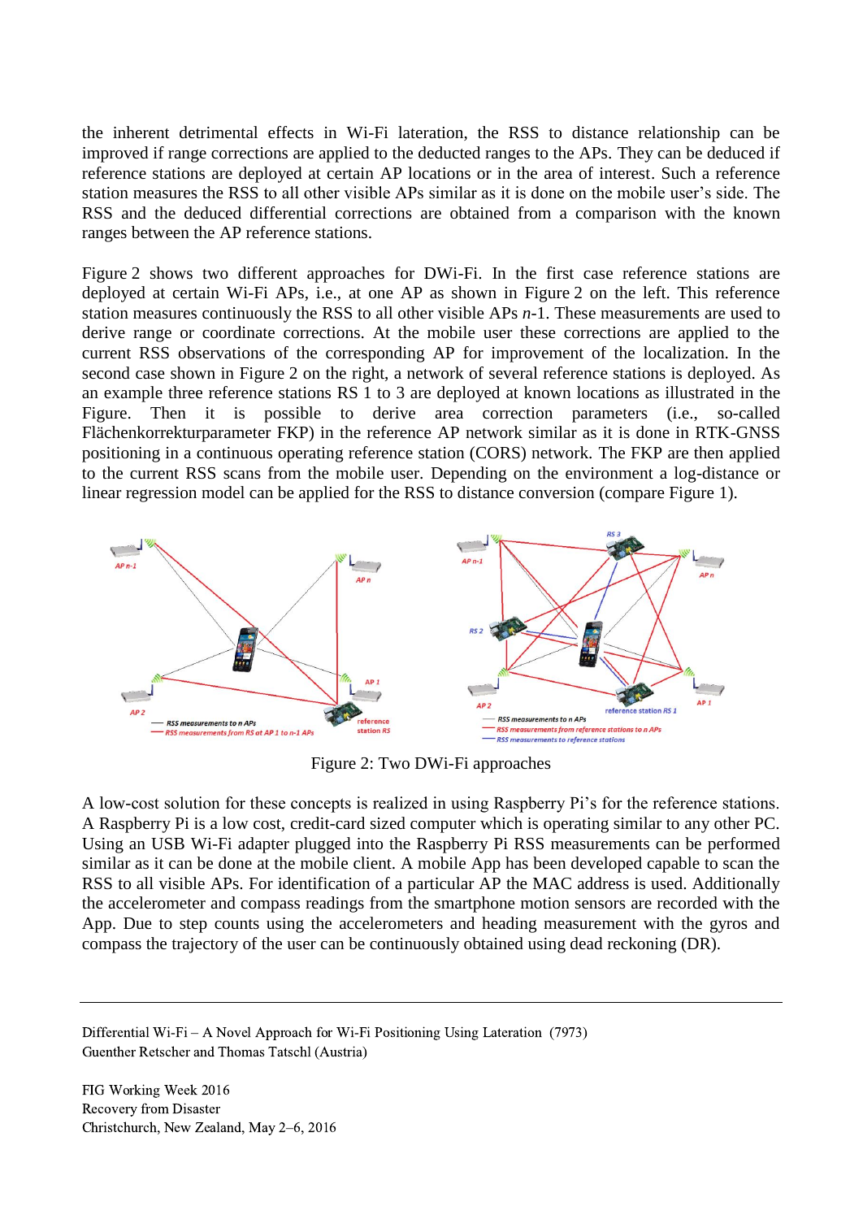the inherent detrimental effects in Wi-Fi lateration, the RSS to distance relationship can be improved if range corrections are applied to the deducted ranges to the APs. They can be deduced if reference stations are deployed at certain AP locations or in the area of interest. Such a reference station measures the RSS to all other visible APs similar as it is done on the mobile user's side. The RSS and the deduced differential corrections are obtained from a comparison with the known ranges between the AP reference stations.

Figure 2 shows two different approaches for DWi-Fi. In the first case reference stations are deployed at certain Wi-Fi APs, i.e., at one AP as shown in Figure 2 on the left. This reference station measures continuously the RSS to all other visible APs *n*-1. These measurements are used to derive range or coordinate corrections. At the mobile user these corrections are applied to the current RSS observations of the corresponding AP for improvement of the localization. In the second case shown in Figure 2 on the right, a network of several reference stations is deployed. As an example three reference stations RS 1 to 3 are deployed at known locations as illustrated in the Figure. Then it is possible to derive area correction parameters (i.e., so-called Flächenkorrekturparameter FKP) in the reference AP network similar as it is done in RTK-GNSS positioning in a continuous operating reference station (CORS) network. The FKP are then applied to the current RSS scans from the mobile user. Depending on the environment a log-distance or linear regression model can be applied for the RSS to distance conversion (compare Figure 1).

Figure 2: Two DWi-Fi approaches

A low-cost solution for these concepts is realized in using Raspberry Pi's for the reference stations. A Raspberry Pi is a low cost, credit-card sized computer which is operating similar to any other PC. Using an USB Wi-Fi adapter plugged into the Raspberry Pi RSS measurements can be performed similar as it can be done at the mobile client. A mobile App has been developed capable to scan the RSS to all visible APs. For identification of a particular AP the MAC address is used. Additionally the accelerometer and compass readings from the smartphone motion sensors are recorded with the App. Due to step counts using the accelerometers and heading measurement with the gyros and compass the trajectory of the user can be continuously obtained using dead reckoning (DR).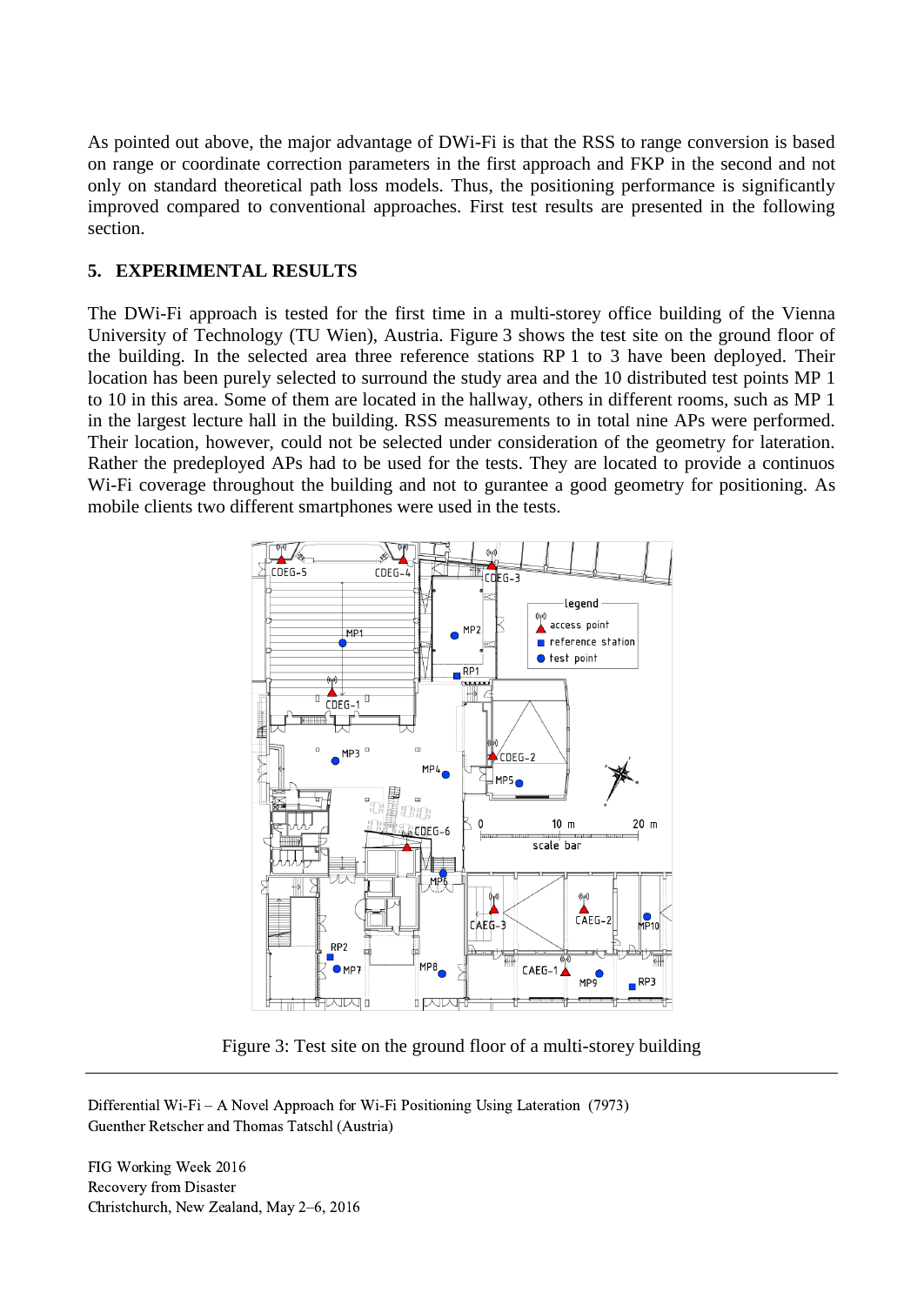As pointed out above, the major advantage of DWi-Fi is that the RSS to range conversion is based on range or coordinate correction parameters in the first approach and FKP in the second and not only on standard theoretical path loss models. Thus, the positioning performance is significantly improved compared to conventional approaches. First test results are presented in the following section.

## 5. EXPERIMENTAL RESULTS

The DWi-Fi approach is tested for the first time in a multi-storey office building of the Vienna University of Technology (TU Wien), Austria. Figure 3 shows the test site on the ground floor of the building. In the selected area three reference stations RP 1 to 3 have been deployed. Their location has been purely selected to surround the study area and the 10 distributed test points MP 1 to 10 in this area. Some of them are located in the hallway, others in different rooms, such as MP 1 in the largest lecture hall in the building. RSS measurements to in total nine APs were performed. Their location, however, could not be selected under consideration of the geometry for lateration. Rather the predeployed APs had to be used for the tests. They are located to provide a continuos Wi-Fi coverage throughout the building and not to gurantee a good geometry for positioning. As mobile clients two different smartphones were used in the tests.

Figure 3: Test site on the ground floor of a multi-storey building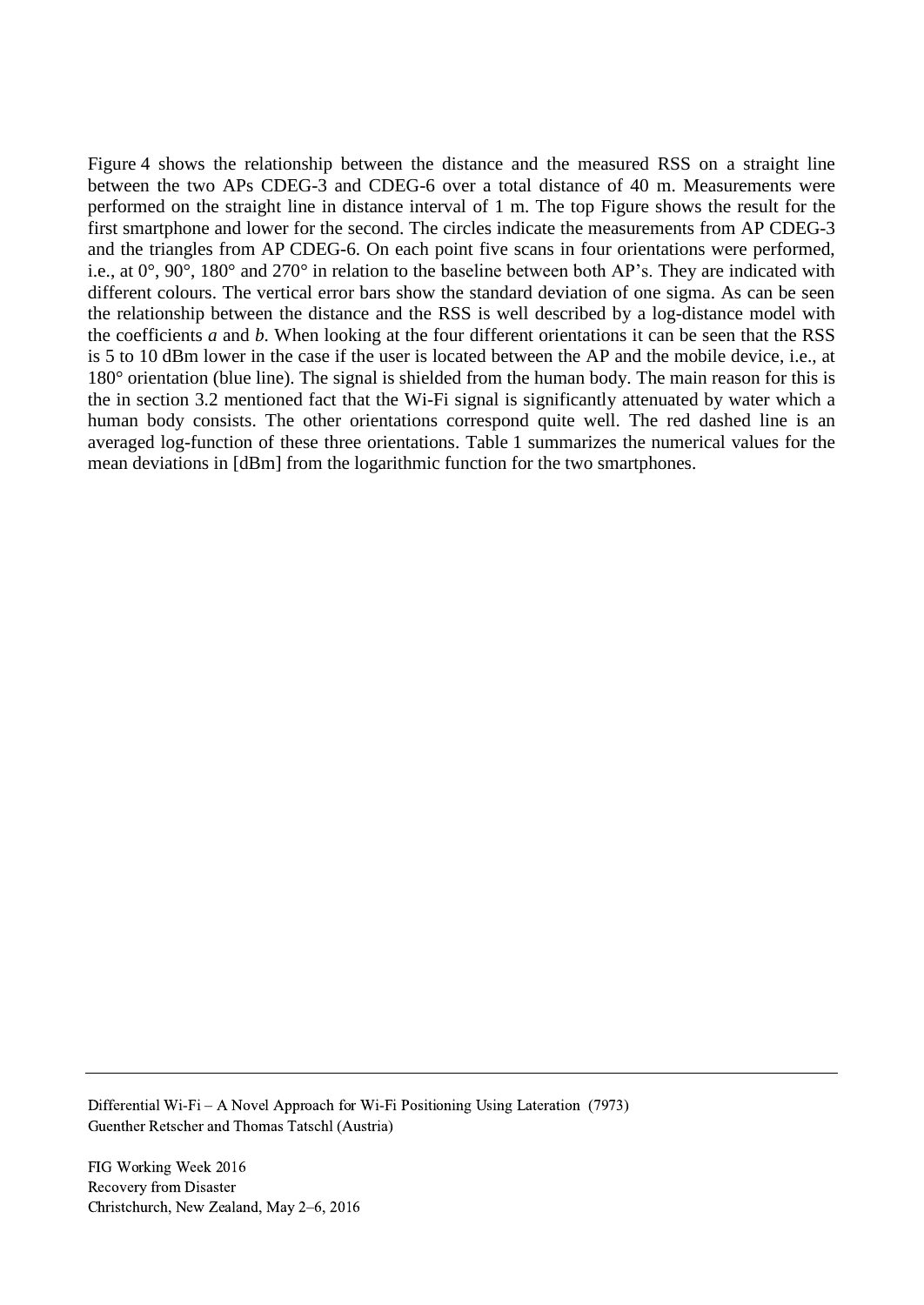Figure 4 shows the relationship between the distance and the measured RSS on a straight line between the two APs CDEG-3 and CDEG-6 over a total distance of 40 m. Measurements were performed on the straight line in distance interval of 1 m. The top Figure shows the result for the first smartphone and lower for the second. The circles indicate the measurements from AP CDEG-3 and the triangles from AP CDEG-6. On each point five scans in four orientations were performed, i.e., at 0°, 90°, 180° and 270° in relation to the baseline between both AP's. They are indicated with different colours. The vertical error bars show the standard deviation of one sigma. As can be seen the relationship between the distance and the RSS is well described by a log-distance model with the coefficients *a* and *b*. When looking at the four different orientations it can be seen that the RSS is 5 to 10 dBm lower in the case if the user is located between the AP and the mobile device, i.e., at 180° orientation (blue line). The signal is shielded from the human body. The main reason for this is the in section 3.2 mentioned fact that the Wi-Fi signal is significantly attenuated by water which a human body consists. The other orientations correspond quite well. The red dashed line is an averaged log-function of these three orientations. Table 1 summarizes the numerical values for the mean deviations in [dBm] from the logarithmic function for the two smartphones.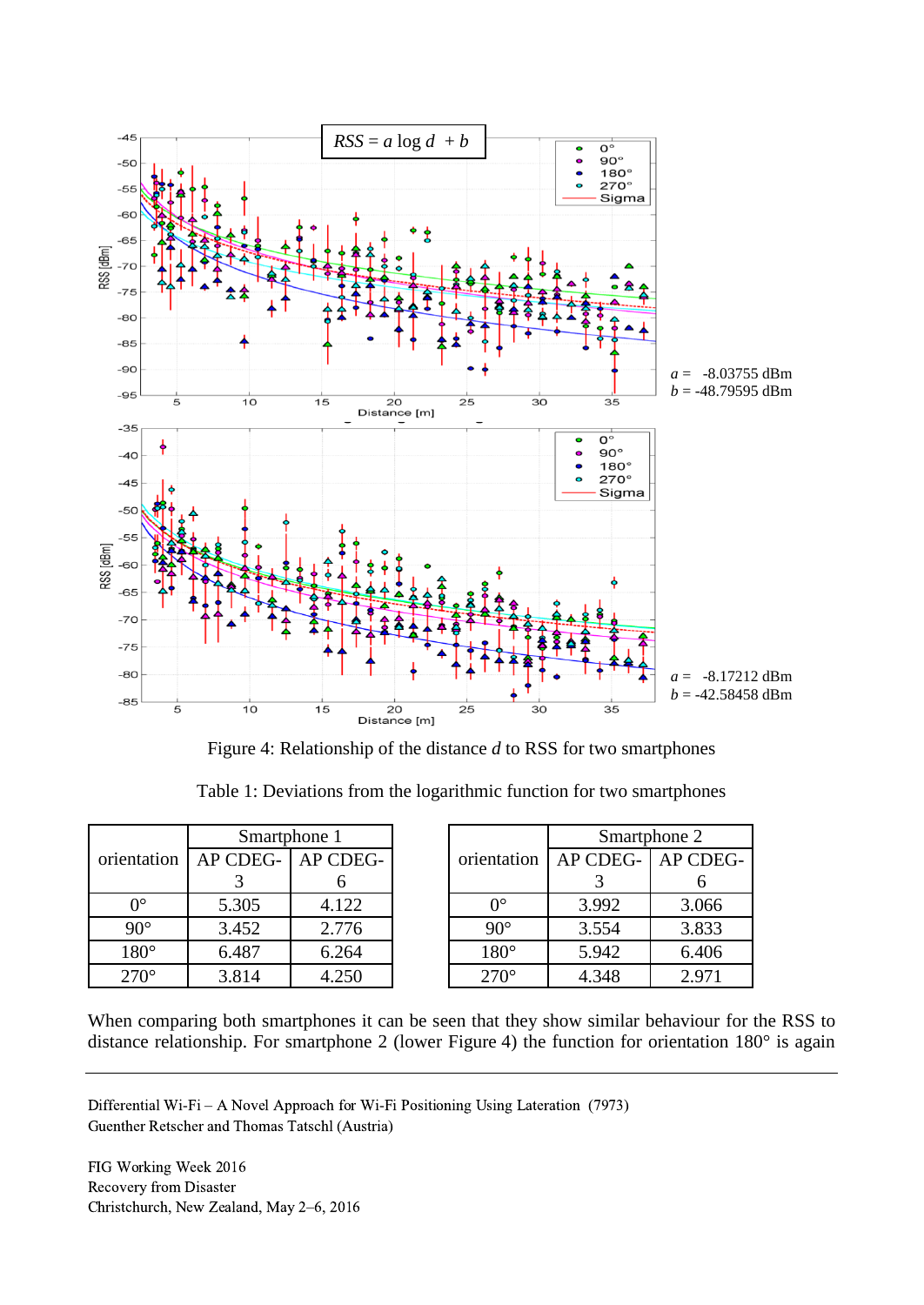$a$ = -8.03755 dBm
$b$ = -48.79595 dBm

$a$ = -8.17212 dBm
$b$ = -42.58458 dBm

Figure 4: Relationship of the distance $d$ to RSS for two smartphones

Table 1: Deviations from the logarithmic function for two smartphones

| orientation | Smartphone 1 | |
|---|---|---|
| | AP CDEG-3 | AP CDEG-6 |
| 0° | 5.305 | 4.122 |
| 90° | 3.452 | 2.776 |
| 180° | 6.487 | 6.264 |
| 270° | 3.814 | 4.250 |

| orientation | Smartphone 2 | |
|---|---|---|
| | AP CDEG-3 | AP CDEG-6 |
| 0° | 3.992 | 3.066 |
| 90° | 3.554 | 3.833 |
| 180° | 5.942 | 6.406 |
| 270° | 4.348 | 2.971 |

When comparing both smartphones it can be seen that they show similar behaviour for the RSS to distance relationship. For smartphone 2 (lower Figure 4) the function for orientation 180° is again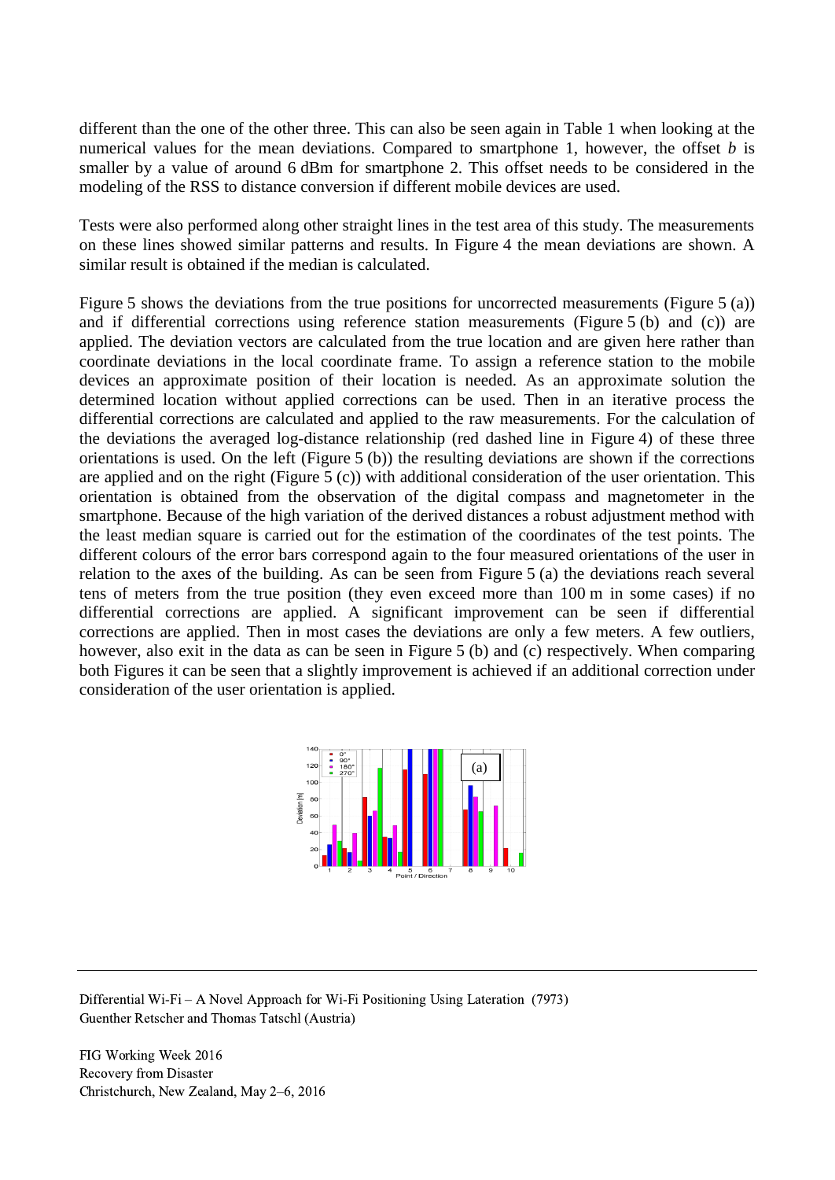different than the one of the other three. This can also be seen again in Table 1 when looking at the numerical values for the mean deviations. Compared to smartphone 1, however, the offset $b$ is smaller by a value of around 6 dBm for smartphone 2. This offset needs to be considered in the modeling of the RSS to distance conversion if different mobile devices are used.

Tests were also performed along other straight lines in the test area of this study. The measurements on these lines showed similar patterns and results. In Figure 4 the mean deviations are shown. A similar result is obtained if the median is calculated.

Figure 5 shows the deviations from the true positions for uncorrected measurements (Figure 5 (a)) and if differential corrections using reference station measurements (Figure 5 (b) and (c)) are applied. The deviation vectors are calculated from the true location and are given here rather than coordinate deviations in the local coordinate frame. To assign a reference station to the mobile devices an approximate position of their location is needed. As an approximate solution the determined location without applied corrections can be used. Then in an iterative process the differential corrections are calculated and applied to the raw measurements. For the calculation of the deviations the averaged log-distance relationship (red dashed line in Figure 4) of these three orientations is used. On the left (Figure 5 (b)) the resulting deviations are shown if the corrections are applied and on the right (Figure 5 (c)) with additional consideration of the user orientation. This orientation is obtained from the observation of the digital compass and magnetometer in the smartphone. Because of the high variation of the derived distances a robust adjustment method with the least median square is carried out for the estimation of the coordinates of the test points. The different colours of the error bars correspond again to the four measured orientations of the user in relation to the axes of the building. As can be seen from Figure 5 (a) the deviations reach several tens of meters from the true position (they even exceed more than 100 m in some cases) if no differential corrections are applied. A significant improvement can be seen if differential corrections are applied. Then in most cases the deviations are only a few meters. A few outliers, however, also exit in the data as can be seen in Figure 5 (b) and (c) respectively. When comparing both Figures it can be seen that a slightly improvement is achieved if an additional correction under consideration of the user orientation is applied.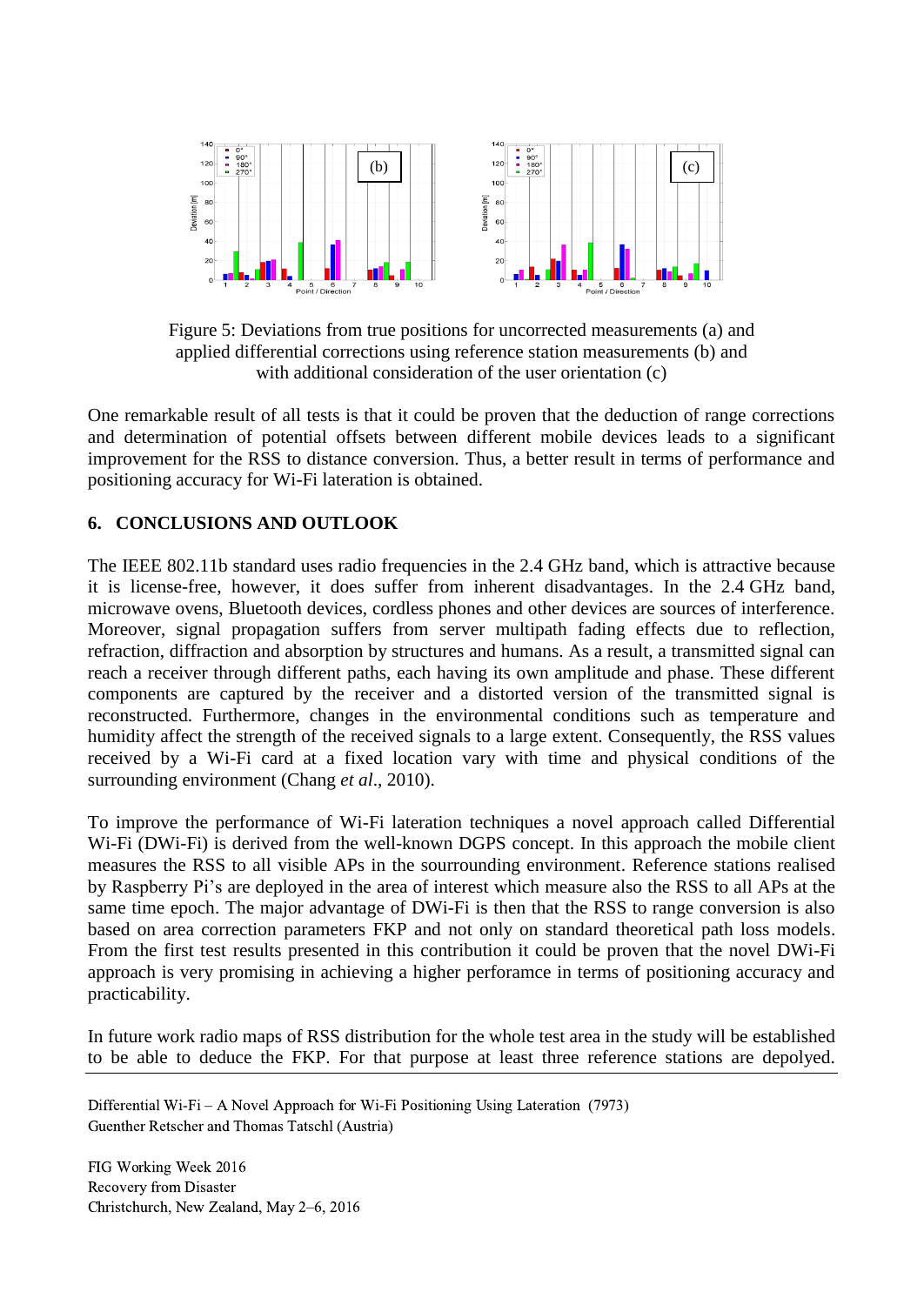Figure 5: Deviations from true positions for uncorrected measurements (a) and applied differential corrections using reference station measurements (b) and with additional consideration of the user orientation (c)

One remarkable result of all tests is that it could be proven that the deduction of range corrections and determination of potential offsets between different mobile devices leads to a significant improvement for the RSS to distance conversion. Thus, a better result in terms of performance and positioning accuracy for Wi-Fi lateration is obtained.

## 6. CONCLUSIONS AND OUTLOOK

The IEEE 802.11b standard uses radio frequencies in the 2.4 GHz band, which is attractive because it is license-free, however, it does suffer from inherent disadvantages. In the 2.4 GHz band, microwave ovens, Bluetooth devices, cordless phones and other devices are sources of interference. Moreover, signal propagation suffers from server multipath fading effects due to reflection, refraction, diffraction and absorption by structures and humans. As a result, a transmitted signal can reach a receiver through different paths, each having its own amplitude and phase. These different components are captured by the receiver and a distorted version of the transmitted signal is reconstructed. Furthermore, changes in the environmental conditions such as temperature and humidity affect the strength of the received signals to a large extent. Consequently, the RSS values received by a Wi-Fi card at a fixed location vary with time and physical conditions of the surrounding environment (Chang *et al*., 2010).

To improve the performance of Wi-Fi lateration techniques a novel approach called Differential Wi-Fi (DWi-Fi) is derived from the well-known DGPS concept. In this approach the mobile client measures the RSS to all visible APs in the sourrounding environment. Reference stations realised by Raspberry Pi's are deployed in the area of interest which measure also the RSS to all APs at the same time epoch. The major advantage of DWi-Fi is then that the RSS to range conversion is also based on area correction parameters FKP and not only on standard theoretical path loss models. From the first test results presented in this contribution it could be proven that the novel DWi-Fi approach is very promising in achieving a higher perforamce in terms of positioning accuracy and practicability.

In future work radio maps of RSS distribution for the whole test area in the study will be established to be able to deduce the FKP. For that purpose at least three reference stations are depolyed.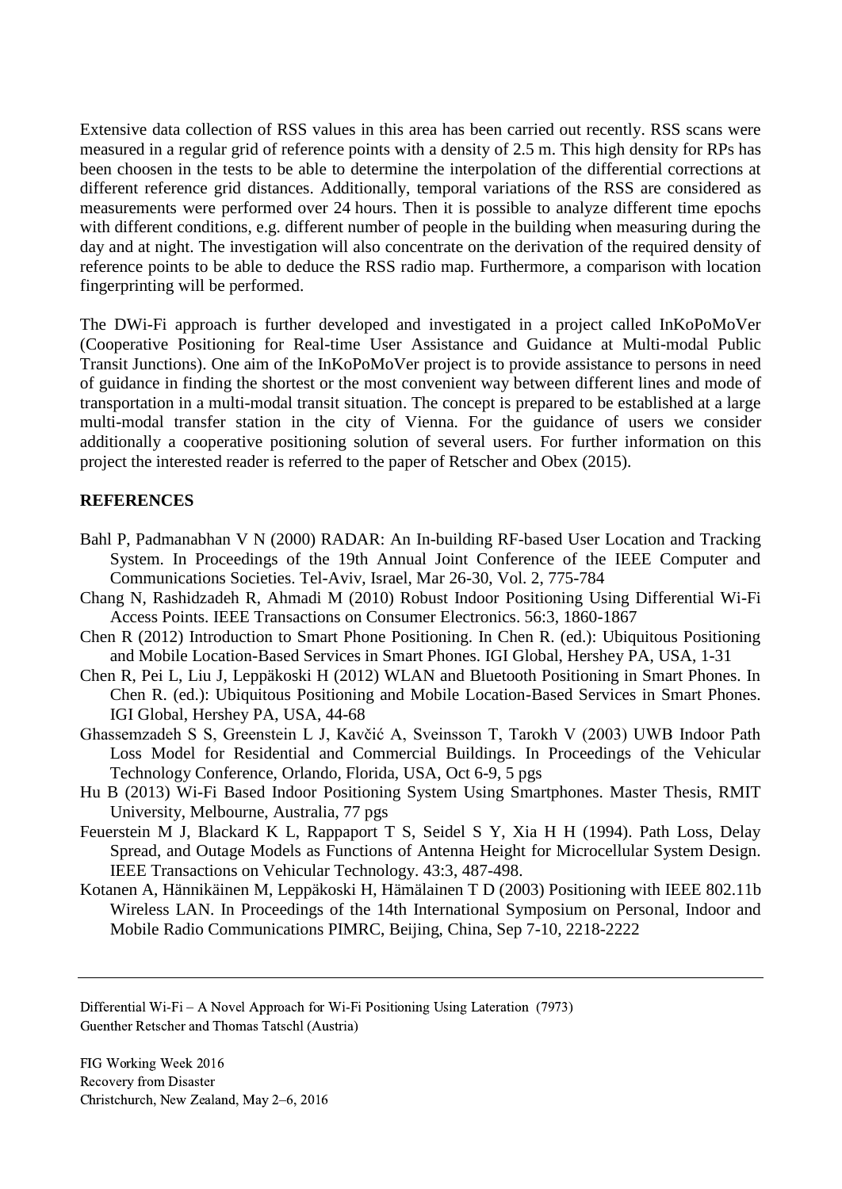Extensive data collection of RSS values in this area has been carried out recently. RSS scans were measured in a regular grid of reference points with a density of 2.5 m. This high density for RPs has been choosen in the tests to be able to determine the interpolation of the differential corrections at different reference grid distances. Additionally, temporal variations of the RSS are considered as measurements were performed over 24 hours. Then it is possible to analyze different time epochs with different conditions, e.g. different number of people in the building when measuring during the day and at night. The investigation will also concentrate on the derivation of the required density of reference points to be able to deduce the RSS radio map. Furthermore, a comparison with location fingerprinting will be performed.

The DWi-Fi approach is further developed and investigated in a project called InKoPoMoVer (Cooperative Positioning for Real-time User Assistance and Guidance at Multi-modal Public Transit Junctions). One aim of the InKoPoMoVer project is to provide assistance to persons in need of guidance in finding the shortest or the most convenient way between different lines and mode of transportation in a multi-modal transit situation. The concept is prepared to be established at a large multi-modal transfer station in the city of Vienna. For the guidance of users we consider additionally a cooperative positioning solution of several users. For further information on this project the interested reader is referred to the paper of Retscher and Obex (2015).

## REFERENCES

Bahl P, Padmanabhan V N (2000) RADAR: An In-building RF-based User Location and Tracking System. In Proceedings of the 19th Annual Joint Conference of the IEEE Computer and Communications Societies. Tel-Aviv, Israel, Mar 26-30, Vol. 2, 775-784

Chang N, Rashidzadeh R, Ahmadi M (2010) Robust Indoor Positioning Using Differential Wi-Fi Access Points. IEEE Transactions on Consumer Electronics. 56:3, 1860-1867

Chen R (2012) Introduction to Smart Phone Positioning. In Chen R. (ed.): Ubiquitous Positioning and Mobile Location-Based Services in Smart Phones. IGI Global, Hershey PA, USA, 1-31

Chen R, Pei L, Liu J, Leppäkoski H (2012) WLAN and Bluetooth Positioning in Smart Phones. In Chen R. (ed.): Ubiquitous Positioning and Mobile Location-Based Services in Smart Phones. IGI Global, Hershey PA, USA, 44-68

Ghassemzadeh S S, Greenstein L J, Kavčić A, Sveinsson T, Tarokh V (2003) UWB Indoor Path Loss Model for Residential and Commercial Buildings. In Proceedings of the Vehicular Technology Conference, Orlando, Florida, USA, Oct 6-9, 5 pgs

Hu B (2013) Wi-Fi Based Indoor Positioning System Using Smartphones. Master Thesis, RMIT University, Melbourne, Australia, 77 pgs

Feuerstein M J, Blackard K L, Rappaport T S, Seidel S Y, Xia H H (1994). Path Loss, Delay Spread, and Outage Models as Functions of Antenna Height for Microcellular System Design. IEEE Transactions on Vehicular Technology. 43:3, 487-498.

Kotanen A, Hännikäinen M, Leppäkoski H, Hämälainen T D (2003) Positioning with IEEE 802.11b Wireless LAN. In Proceedings of the 14th International Symposium on Personal, Indoor and Mobile Radio Communications PIMRC, Beijing, China, Sep 7-10, 2218-2222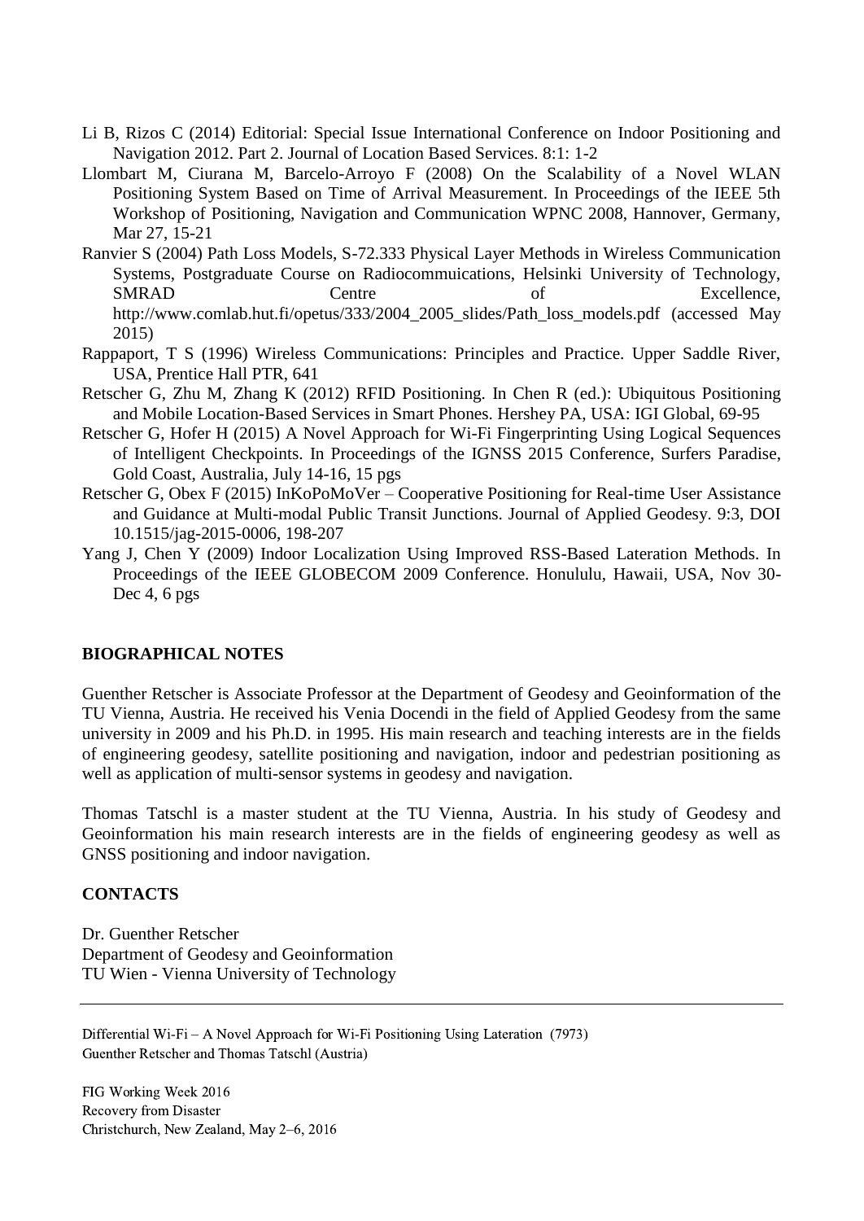Li B, Rizos C (2014) Editorial: Special Issue International Conference on Indoor Positioning and Navigation 2012. Part 2. Journal of Location Based Services. 8:1: 1-2

Llombart M, Ciurana M, Barcelo-Arroyo F (2008) On the Scalability of a Novel WLAN Positioning System Based on Time of Arrival Measurement. In Proceedings of the IEEE 5th Workshop of Positioning, Navigation and Communication WPNC 2008, Hannover, Germany, Mar 27, 15-21

Ranvier S (2004) Path Loss Models, S-72.333 Physical Layer Methods in Wireless Communication Systems, Postgraduate Course on Radiocommuications, Helsinki University of Technology, SMRAD Centre of Excellence, http://www.comlab.hut.fi/opetus/333/2004_2005_slides/Path_loss_models.pdf (accessed May 2015)

Rappaport, T S (1996) Wireless Communications: Principles and Practice. Upper Saddle River, USA, Prentice Hall PTR, 641

Retscher G, Zhu M, Zhang K (2012) RFID Positioning. In Chen R (ed.): Ubiquitous Positioning and Mobile Location-Based Services in Smart Phones. Hershey PA, USA: IGI Global, 69-95

Retscher G, Hofer H (2015) A Novel Approach for Wi-Fi Fingerprinting Using Logical Sequences of Intelligent Checkpoints. In Proceedings of the IGNSS 2015 Conference, Surfers Paradise, Gold Coast, Australia, July 14-16, 15 pgs

Retscher G, Obex F (2015) InKoPoMoVer – Cooperative Positioning for Real-time User Assistance and Guidance at Multi-modal Public Transit Junctions. Journal of Applied Geodesy. 9:3, DOI 10.1515/jag-2015-0006, 198-207

Yang J, Chen Y (2009) Indoor Localization Using Improved RSS-Based Lateration Methods. In Proceedings of the IEEE GLOBECOM 2009 Conference. Honululu, Hawaii, USA, Nov 30-Dec 4, 6 pgs

## BIOGRAPHICAL NOTES

Guenther Retscher is Associate Professor at the Department of Geodesy and Geoinformation of the TU Vienna, Austria. He received his Venia Docendi in the field of Applied Geodesy from the same university in 2009 and his Ph.D. in 1995. His main research and teaching interests are in the fields of engineering geodesy, satellite positioning and navigation, indoor and pedestrian positioning as well as application of multi-sensor systems in geodesy and navigation.

Thomas Tatschl is a master student at the TU Vienna, Austria. In his study of Geodesy and Geoinformation his main research interests are in the fields of engineering geodesy as well as GNSS positioning and indoor navigation.

## CONTACTS

Dr. Guenther Retscher
Department of Geodesy and Geoinformation
TU Wien - Vienna University of Technology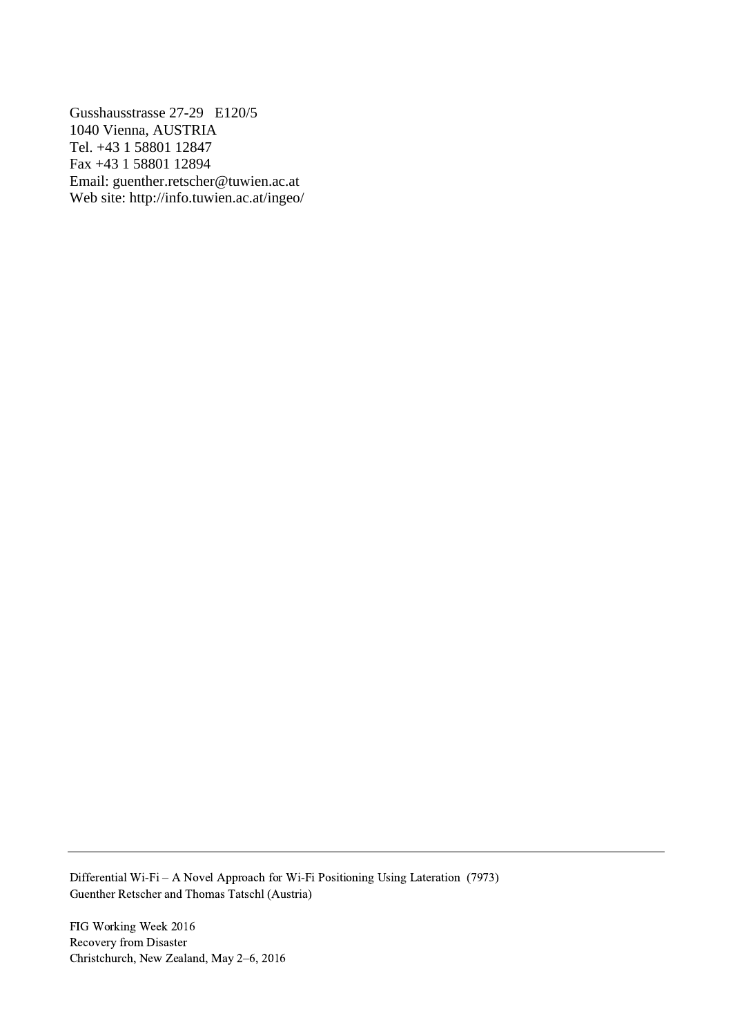Gusshausstrasse 27-29 E120/5
1040 Vienna, AUSTRIA
Tel. +43 1 58801 12847
Fax +43 1 58801 12894
Email: guenther.retscher@tuwien.ac.at
Web site: http://info.tuwien.ac.at/ingeo/